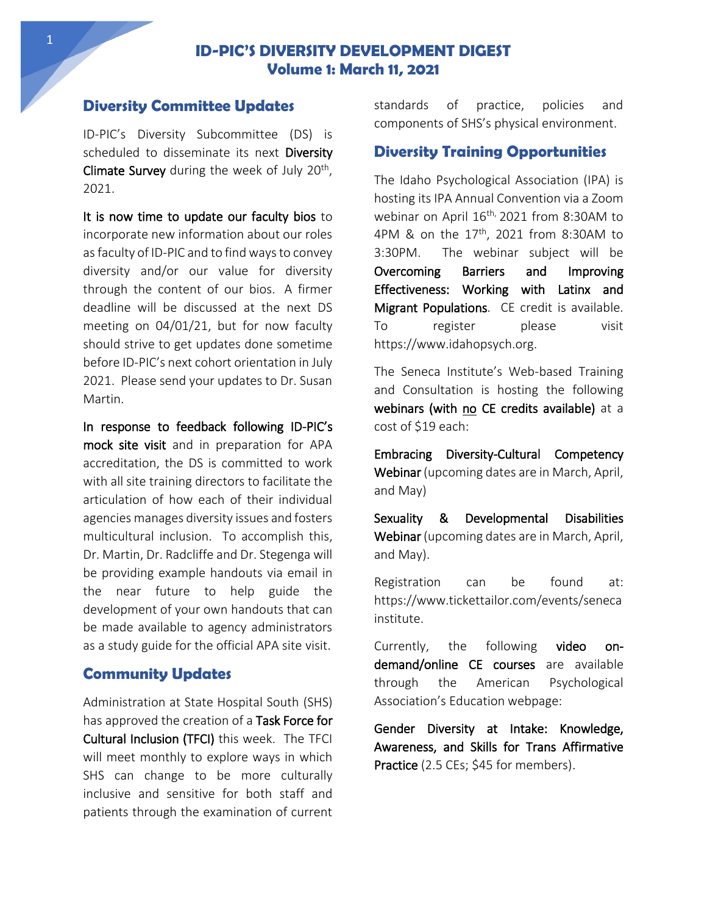# ID-PIC'S DIVERSITY DEVELOPMENT DIGEST
## Volume 1: March 11, 2021

## Diversity Committee Updates

ID-PIC's Diversity Subcommittee (DS) is scheduled to disseminate its next **Diversity Climate Survey** during the week of July 20th, 2021.

**It is now time to update our faculty bios** to incorporate new information about our roles as faculty of ID-PIC and to find ways to convey diversity and/or our value for diversity through the content of our bios. A firmer deadline will be discussed at the next DS meeting on 04/01/21, but for now faculty should strive to get updates done sometime before ID-PIC's next cohort orientation in July 2021. Please send your updates to Dr. Susan Martin.

**In response to feedback following ID-PIC's mock site visit** and in preparation for APA accreditation, the DS is committed to work with all site training directors to facilitate the articulation of how each of their individual agencies manages diversity issues and fosters multicultural inclusion. To accomplish this, Dr. Martin, Dr. Radcliffe and Dr. Stegenga will be providing example handouts via email in the near future to help guide the development of your own handouts that can be made available to agency administrators as a study guide for the official APA site visit.

## Community Updates

Administration at State Hospital South (SHS) has approved the creation of a **Task Force for Cultural Inclusion (TFCI)** this week. The TFCI will meet monthly to explore ways in which SHS can change to be more culturally inclusive and sensitive for both staff and patients through the examination of current standards of practice, policies and components of SHS's physical environment.

## Diversity Training Opportunities

The Idaho Psychological Association (IPA) is hosting its IPA Annual Convention via a Zoom webinar on April 16th, 2021 from 8:30AM to 4PM & on the 17th, 2021 from 8:30AM to 3:30PM. The webinar subject will be **Overcoming Barriers and Improving Effectiveness: Working with Latinx and Migrant Populations**. CE credit is available. To register please visit https://www.idahopsych.org.

The Seneca Institute's Web-based Training and Consultation is hosting the following **webinars (with <u>no</u> CE credits available)** at a cost of $19 each:

**Embracing Diversity-Cultural Competency Webinar** (upcoming dates are in March, April, and May)

**Sexuality & Developmental Disabilities Webinar** (upcoming dates are in March, April, and May).

Registration can be found at: https://www.tickettailor.com/events/senecainstitute.

Currently, the following **video on-demand/online CE courses** are available through the American Psychological Association's Education webpage:

**Gender Diversity at Intake: Knowledge, Awareness, and Skills for Trans Affirmative Practice** (2.5 CEs; $45 for members).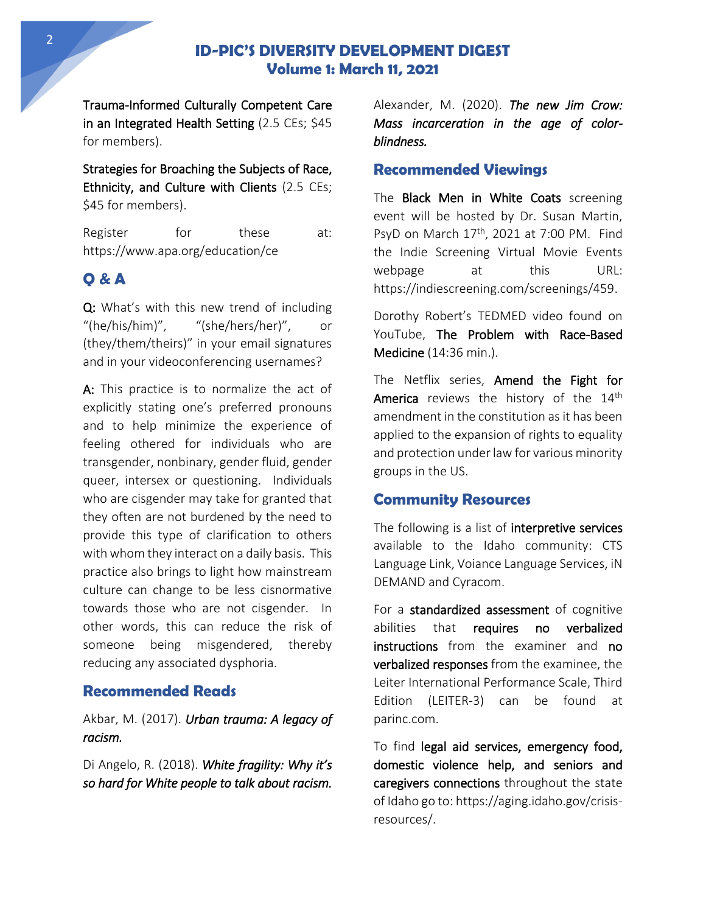**Trauma-Informed Culturally Competent Care in an Integrated Health Setting** (2.5 CEs; $45 for members).

**Strategies for Broaching the Subjects of Race, Ethnicity, and Culture with Clients** (2.5 CEs; $45 for members).

Register for these at: https://www.apa.org/education/ce

## Q & A

**Q:** What's with this new trend of including "(he/his/him)", "(she/hers/her)", or (they/them/theirs)" in your email signatures and in your videoconferencing usernames?

**A:** This practice is to normalize the act of explicitly stating one's preferred pronouns and to help minimize the experience of feeling othered for individuals who are transgender, nonbinary, gender fluid, gender queer, intersex or questioning. Individuals who are cisgender may take for granted that they often are not burdened by the need to provide this type of clarification to others with whom they interact on a daily basis. This practice also brings to light how mainstream culture can change to be less cisnormative towards those who are not cisgender. In other words, this can reduce the risk of someone being misgendered, thereby reducing any associated dysphoria.

## Recommended Reads

Akbar, M. (2017). ***Urban trauma: A legacy of racism.***

Di Angelo, R. (2018). ***White fragility: Why it's so hard for White people to talk about racism.***

Alexander, M. (2020). ***The new Jim Crow: Mass incarceration in the age of color-blindness.***

## Recommended Viewings

The **Black Men in White Coats** screening event will be hosted by Dr. Susan Martin, PsyD on March 17th, 2021 at 7:00 PM. Find the Indie Screening Virtual Movie Events webpage at this URL: https://indiescreening.com/screenings/459.

Dorothy Robert's TEDMED video found on YouTube, **The Problem with Race-Based Medicine** (14:36 min.).

The Netflix series, **Amend the Fight for America** reviews the history of the 14th amendment in the constitution as it has been applied to the expansion of rights to equality and protection under law for various minority groups in the US.

## Community Resources

The following is a list of **interpretive services** available to the Idaho community: CTS Language Link, Voiance Language Services, iN DEMAND and Cyracom.

For a **standardized assessment** of cognitive abilities that **requires no verbalized instructions** from the examiner and **no verbalized responses** from the examinee, the Leiter International Performance Scale, Third Edition (LEITER-3) can be found at parinc.com.

To find **legal aid services, emergency food, domestic violence help, and seniors and caregivers connections** throughout the state of Idaho go to: https://aging.idaho.gov/crisis-resources/.